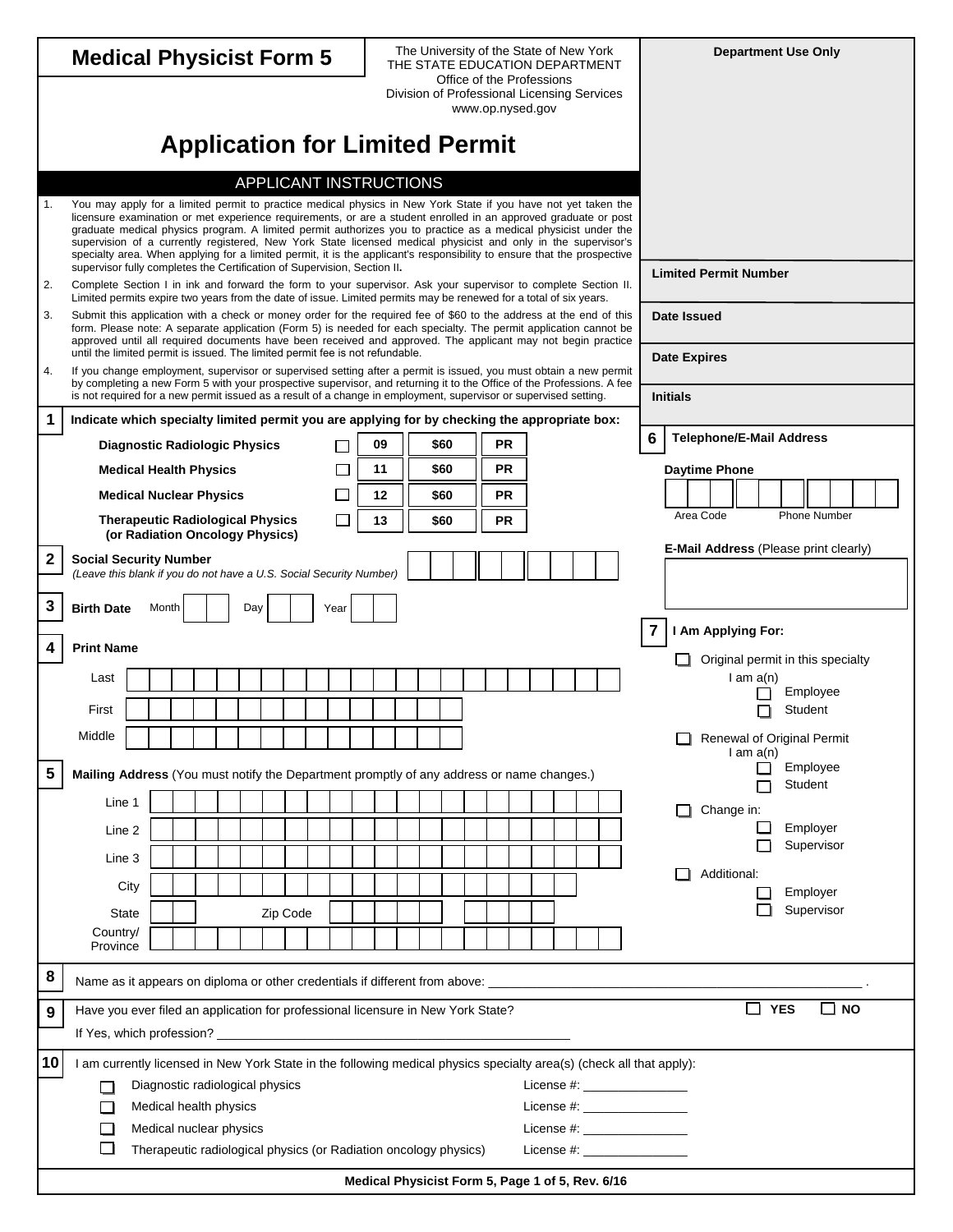# Medical Physicist Form 5

The University of the State of New York
THE STATE EDUCATION DEPARTMENT
Office of the Professions
Division of Professional Licensing Services
www.op.nysed.gov

**Department Use Only**

## Application for Limited Permit

### APPLICANT INSTRUCTIONS

1. You may apply for a limited permit to practice medical physics in New York State if you have not yet taken the licensure examination or met experience requirements, or are a student enrolled in an approved graduate or post graduate medical physics program. A limited permit authorizes you to practice as a medical physicist under the supervision of a currently registered, New York State licensed medical physicist and only in the supervisor's specialty area. When applying for a limited permit, it is the applicant's responsibility to ensure that the prospective supervisor fully completes the Certification of Supervision, Section II**.**
2. Complete Section I in ink and forward the form to your supervisor. Ask your supervisor to complete Section II. Limited permits expire two years from the date of issue. Limited permits may be renewed for a total of six years.
3. Submit this application with a check or money order for the required fee of $60 to the address at the end of this form. Please note: A separate application (Form 5) is needed for each specialty. The permit application cannot be approved until all required documents have been received and approved. The applicant may not begin practice until the limited permit is issued. The limited permit fee is not refundable.
4. If you change employment, supervisor or supervised setting after a permit is issued, you must obtain a new permit by completing a new Form 5 with your prospective supervisor, and returning it to the Office of the Professions. A fee is not required for a new permit issued as a result of a change in employment, supervisor or supervised setting.

**Limited Permit Number**

**Date Issued**

**Date Expires**

**Initials**

**1** **Indicate which specialty limited permit you are applying for by checking the appropriate box:**

| Specialty | | Code | Fee | |
|---|---|---|---|---|
| **Diagnostic Radiologic Physics** | ☐ | 09 | $60 | PR |
| **Medical Health Physics** | ☐ | 11 | $60 | PR |
| **Medical Nuclear Physics** | ☐ | 12 | $60 | PR |
| **Therapeutic Radiological Physics (or Radiation Oncology Physics)** | ☐ | 13 | $60 | PR |

**2** **Social Security Number**
*(Leave this blank if you do not have a U.S. Social Security Number)*

**3** **Birth Date** Month ___ Day ___ Year ___

**4** **Print Name**

Last

First

Middle

**5** **Mailing Address** (You must notify the Department promptly of any address or name changes.)

Line 1

Line 2

Line 3

City

State ___ Zip Code

Country/ Province

**6** **Telephone/E-Mail Address**

**Daytime Phone**

Area Code Phone Number

**E-Mail Address** (Please print clearly)

**7** **I Am Applying For:**

- ☐ Original permit in this specialty
  - I am a(n)
    - ☐ Employee
    - ☐ Student
- ☐ Renewal of Original Permit
  - I am a(n)
    - ☐ Employee
    - ☐ Student
- ☐ Change in:
  - ☐ Employer
  - ☐ Supervisor
- ☐ Additional:
  - ☐ Employer
  - ☐ Supervisor

**8** Name as it appears on diploma or other credentials if different from above: ____________________ .

**9** Have you ever filed an application for professional licensure in New York State? ☐ **YES** ☐ **NO**

If Yes, which profession? ____________________

**10** I am currently licensed in New York State in the following medical physics specialty area(s) (check all that apply):

- ☐ Diagnostic radiological physics License #: ______________
- ☐ Medical health physics License #: ______________
- ☐ Medical nuclear physics License #: ______________
- ☐ Therapeutic radiological physics (or Radiation oncology physics) License #: ______________

**Medical Physicist Form 5, Page 1 of 5, Rev. 6/16**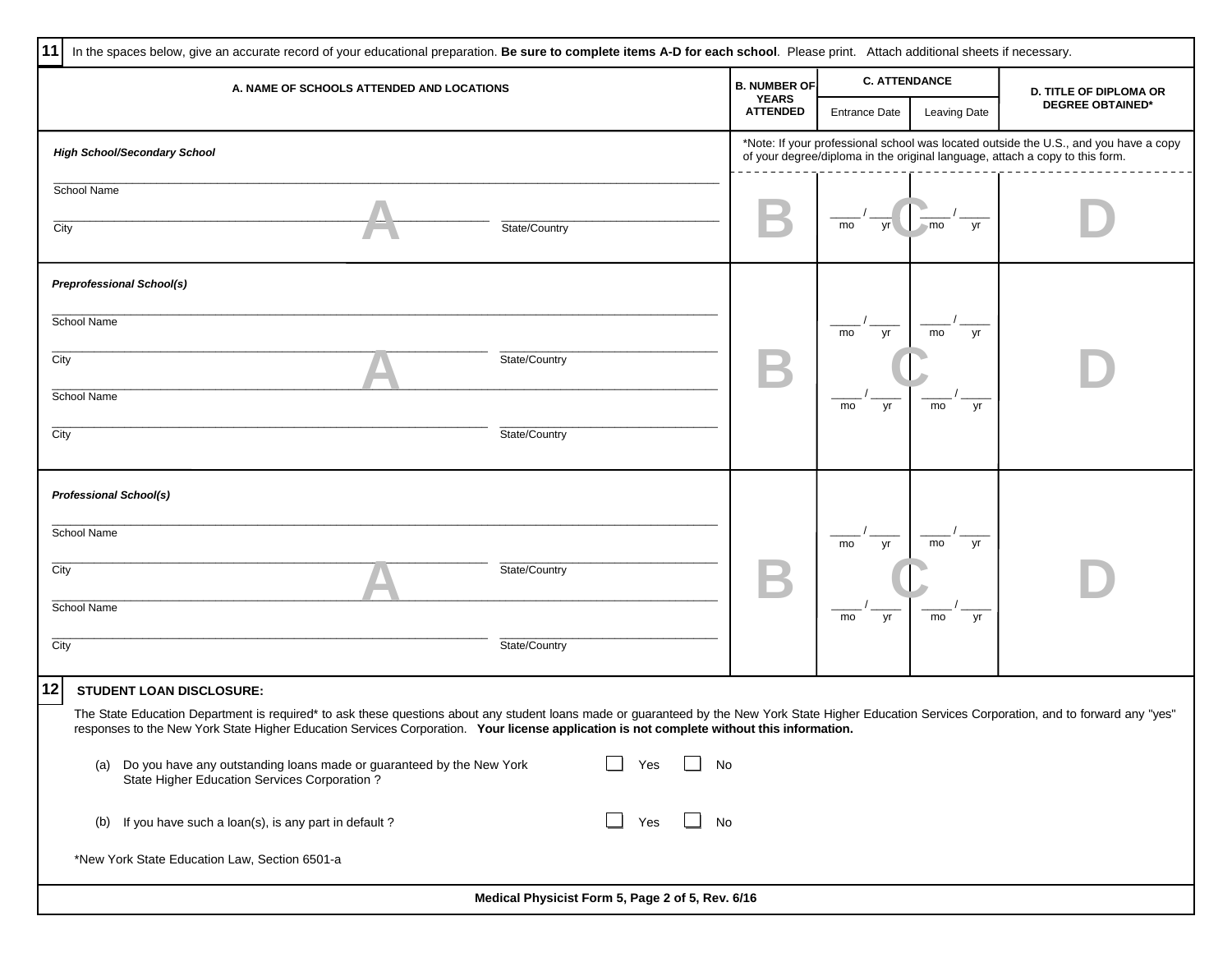**11** In the spaces below, give an accurate record of your educational preparation. **Be sure to complete items A-D for each school**. Please print. Attach additional sheets if necessary.

| A. NAME OF SCHOOLS ATTENDED AND LOCATIONS | B. NUMBER OF YEARS ATTENDED | C. ATTENDANCE | | D. TITLE OF DIPLOMA OR DEGREE OBTAINED* |
|---|---|---|---|---|
| | | Entrance Date | Leaving Date | |
| ***High School/Secondary School*** | *Note: If your professional school was located outside the U.S., and you have a copy of your degree/diploma in the original language, attach a copy to this form. | | | |
| School Name ______ City ______ State/Country ______ | | ____ / ____ mo yr | ____ / ____ mo yr | |
| ***Preprofessional School(s)*** | | | | |
| School Name ______ City ______ State/Country ______ | | ____ / ____ mo yr | ____ / ____ mo yr | |
| School Name ______ City ______ State/Country ______ | | ____ / ____ mo yr | ____ / ____ mo yr | |
| ***Professional School(s)*** | | | | |
| School Name ______ City ______ State/Country ______ | | ____ / ____ mo yr | ____ / ____ mo yr | |
| School Name ______ City ______ State/Country ______ | | ____ / ____ mo yr | ____ / ____ mo yr | |

**12** **STUDENT LOAN DISCLOSURE:**

The State Education Department is required* to ask these questions about any student loans made or guaranteed by the New York State Higher Education Services Corporation, and to forward any "yes" responses to the New York State Higher Education Services Corporation. **Your license application is not complete without this information.**

(a) Do you have any outstanding loans made or guaranteed by the New York State Higher Education Services Corporation ? ☐ Yes ☐ No

(b) If you have such a loan(s), is any part in default ? ☐ Yes ☐ No

*New York State Education Law, Section 6501-a

**Medical Physicist Form 5, Page 2 of 5, Rev. 6/16**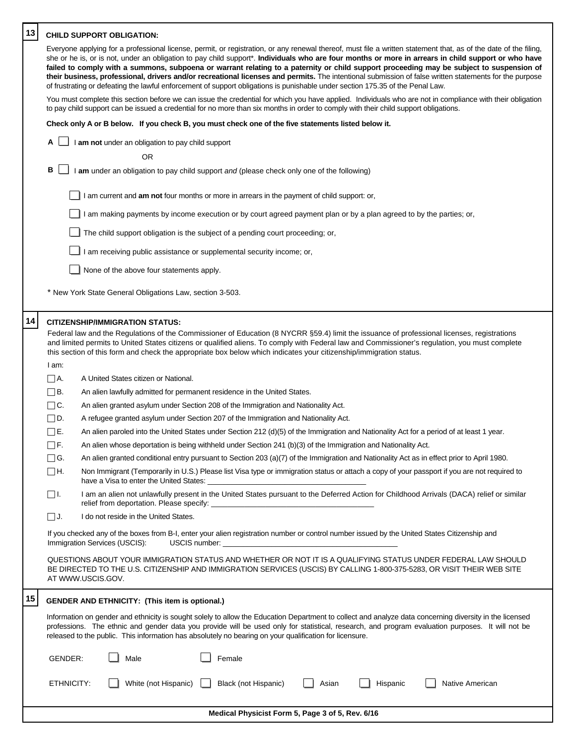## 13 CHILD SUPPORT OBLIGATION:

Everyone applying for a professional license, permit, or registration, or any renewal thereof, must file a written statement that, as of the date of the filing, she or he is, or is not, under an obligation to pay child support*. **Individuals who are four months or more in arrears in child support or who have failed to comply with a summons, subpoena or warrant relating to a paternity or child support proceeding may be subject to suspension of their business, professional, drivers and/or recreational licenses and permits.** The intentional submission of false written statements for the purpose of frustrating or defeating the lawful enforcement of support obligations is punishable under section 175.35 of the Penal Law.

You must complete this section before we can issue the credential for which you have applied. Individuals who are not in compliance with their obligation to pay child support can be issued a credential for no more than six months in order to comply with their child support obligations.

**Check only A or B below. If you check B, you must check one of the five statements listed below it.**

A ☐ I **am not** under an obligation to pay child support

OR

B ☐ I **am** under an obligation to pay child support *and* (please check only one of the following)

- ☐ I am current and **am not** four months or more in arrears in the payment of child support: or,
- ☐ I am making payments by income execution or by court agreed payment plan or by a plan agreed to by the parties; or,
- ☐ The child support obligation is the subject of a pending court proceeding; or,
- ☐ I am receiving public assistance or supplemental security income; or,
- ☐ None of the above four statements apply.

* New York State General Obligations Law, section 3-503.

## 14 CITIZENSHIP/IMMIGRATION STATUS:

Federal law and the Regulations of the Commissioner of Education (8 NYCRR §59.4) limit the issuance of professional licenses, registrations and limited permits to United States citizens or qualified aliens. To comply with Federal law and Commissioner's regulation, you must complete this section of this form and check the appropriate box below which indicates your citizenship/immigration status.

I am:

- ☐ A. A United States citizen or National.
- ☐ B. An alien lawfully admitted for permanent residence in the United States.
- ☐ C. An alien granted asylum under Section 208 of the Immigration and Nationality Act.
- ☐ D. A refugee granted asylum under Section 207 of the Immigration and Nationality Act.
- ☐ E. An alien paroled into the United States under Section 212 (d)(5) of the Immigration and Nationality Act for a period of at least 1 year.
- ☐ F. An alien whose deportation is being withheld under Section 241 (b)(3) of the Immigration and Nationality Act.
- ☐ G. An alien granted conditional entry pursuant to Section 203 (a)(7) of the Immigration and Nationality Act as in effect prior to April 1980.
- ☐ H. Non Immigrant (Temporarily in U.S.) Please list Visa type or immigration status or attach a copy of your passport if you are not required to have a Visa to enter the United States: ______________________
- ☐ I. I am an alien not unlawfully present in the United States pursuant to the Deferred Action for Childhood Arrivals (DACA) relief or similar relief from deportation. Please specify: ______________________
- ☐ J. I do not reside in the United States.

If you checked any of the boxes from B-I, enter your alien registration number or control number issued by the United States Citizenship and Immigration Services (USCIS): USCIS number: ______________________

QUESTIONS ABOUT YOUR IMMIGRATION STATUS AND WHETHER OR NOT IT IS A QUALIFYING STATUS UNDER FEDERAL LAW SHOULD BE DIRECTED TO THE U.S. CITIZENSHIP AND IMMIGRATION SERVICES (USCIS) BY CALLING 1-800-375-5283, OR VISIT THEIR WEB SITE AT WWW.USCIS.GOV.

## 15 GENDER AND ETHNICITY: (This item is optional.)

Information on gender and ethnicity is sought solely to allow the Education Department to collect and analyze data concerning diversity in the licensed professions. The ethnic and gender data you provide will be used only for statistical, research, and program evaluation purposes. It will not be released to the public. This information has absolutely no bearing on your qualification for licensure.

GENDER: ☐ Male ☐ Female

ETHNICITY: ☐ White (not Hispanic) ☐ Black (not Hispanic) ☐ Asian ☐ Hispanic ☐ Native American

**Medical Physicist Form 5, Page 3 of 5, Rev. 6/16**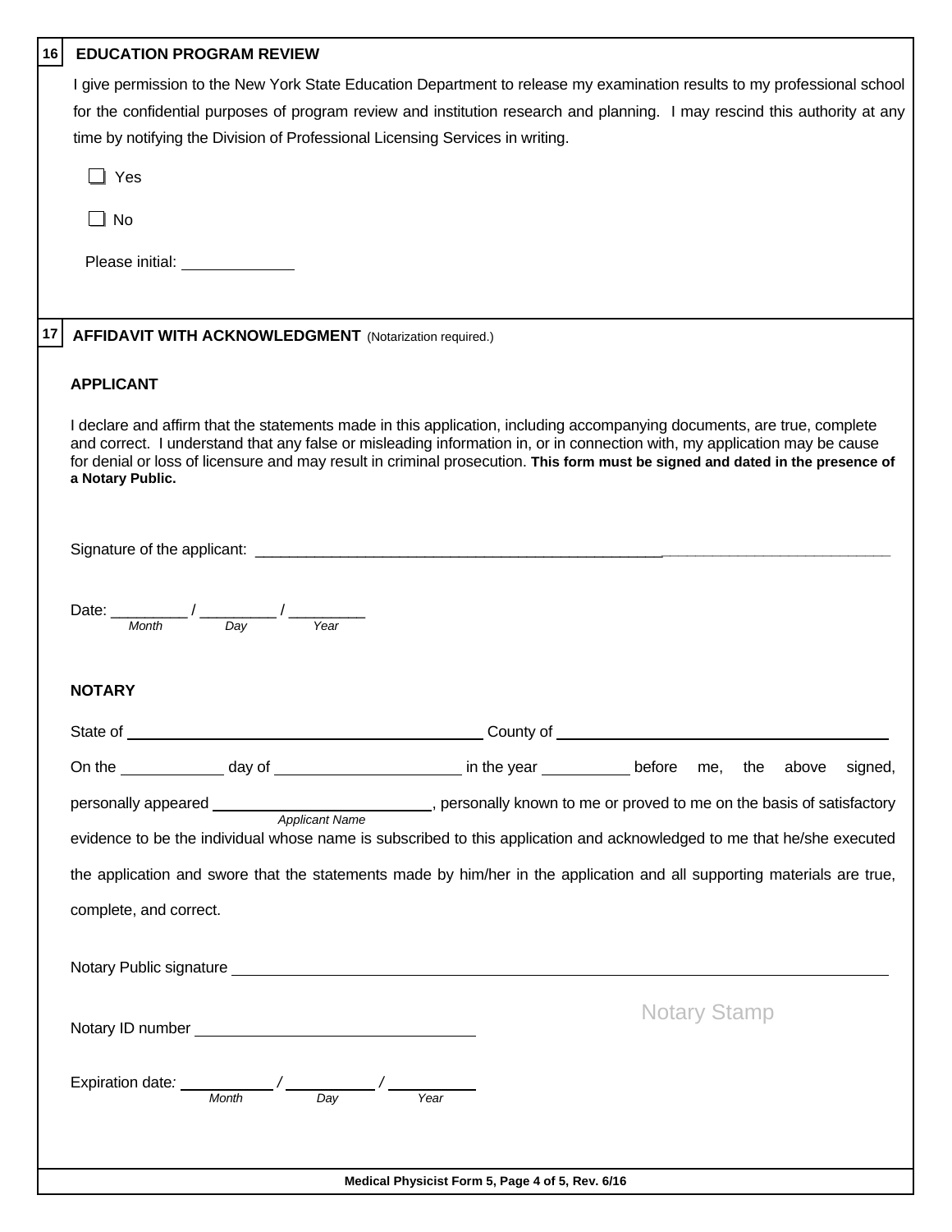## 16 EDUCATION PROGRAM REVIEW

I give permission to the New York State Education Department to release my examination results to my professional school for the confidential purposes of program review and institution research and planning. I may rescind this authority at any time by notifying the Division of Professional Licensing Services in writing.

☐ Yes

☐ No

Please initial: ____________

## 17 AFFIDAVIT WITH ACKNOWLEDGMENT (Notarization required.)

### APPLICANT

I declare and affirm that the statements made in this application, including accompanying documents, are true, complete and correct. I understand that any false or misleading information in, or in connection with, my application may be cause for denial or loss of licensure and may result in criminal prosecution. **This form must be signed and dated in the presence of a Notary Public.**

Signature of the applicant: ____________________________________________________________

Date: _________ / _________ / _________
*Month* *Day* *Year*

### NOTARY

State of ________________________________________ County of ________________________________________

On the ____________ day of ______________________ in the year __________ before me, the above signed, personally appeared ________________________ (*Applicant Name*), personally known to me or proved to me on the basis of satisfactory evidence to be the individual whose name is subscribed to this application and acknowledged to me that he/she executed the application and swore that the statements made by him/her in the application and all supporting materials are true, complete, and correct.

Notary Public signature ____________________________________________________________

Notary ID number ________________________________

Notary Stamp

Expiration date: __________ / __________ / __________
*Month* *Day* *Year*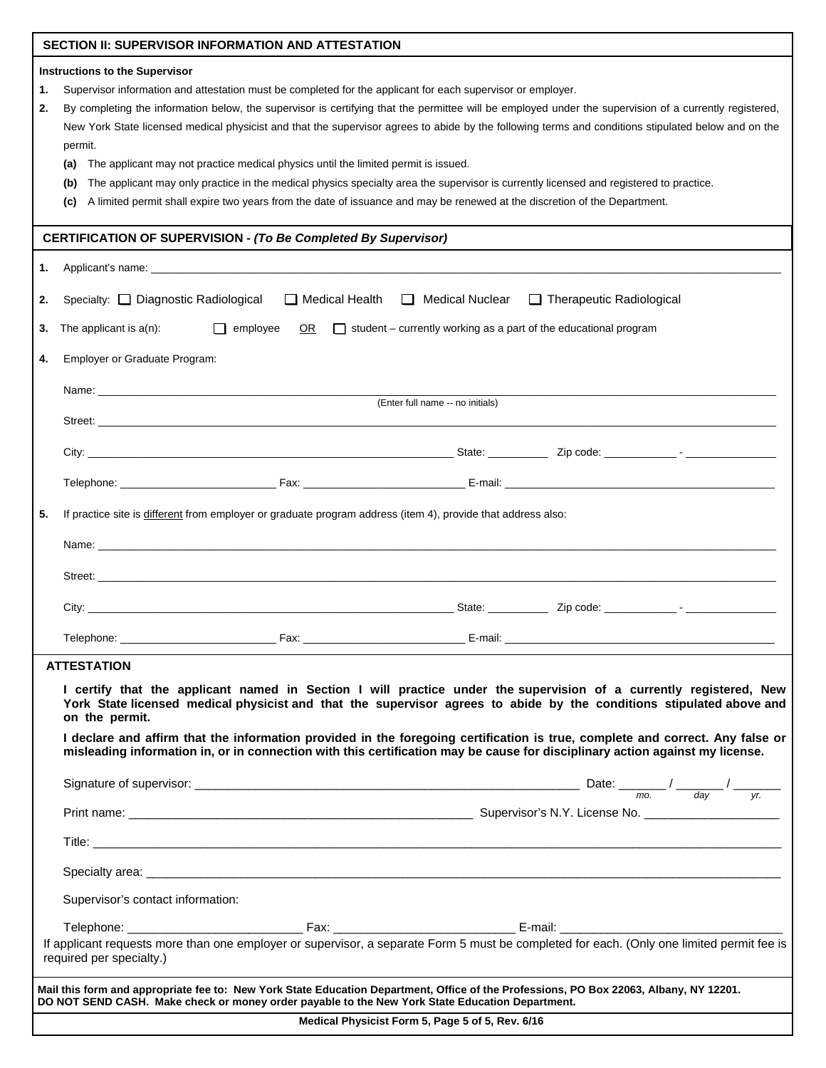## SECTION II: SUPERVISOR INFORMATION AND ATTESTATION

**Instructions to the Supervisor**

1. Supervisor information and attestation must be completed for the applicant for each supervisor or employer.
2. By completing the information below, the supervisor is certifying that the permittee will be employed under the supervision of a currently registered, New York State licensed medical physicist and that the supervisor agrees to abide by the following terms and conditions stipulated below and on the permit.
   - **(a)** The applicant may not practice medical physics until the limited permit is issued.
   - **(b)** The applicant may only practice in the medical physics specialty area the supervisor is currently licensed and registered to practice.
   - **(c)** A limited permit shall expire two years from the date of issuance and may be renewed at the discretion of the Department.

## CERTIFICATION OF SUPERVISION - *(To Be Completed By Supervisor)*

1. Applicant's name: ______________________________

2. Specialty: ☐ Diagnostic Radiological ☐ Medical Health ☐ Medical Nuclear ☐ Therapeutic Radiological

3. The applicant is a(n): ☐ employee OR ☐ student – currently working as a part of the educational program

4. Employer or Graduate Program:

   Name: ______________________________
   (Enter full name -- no initials)

   Street: ______________________________

   City: ______________________________ State: __________ Zip code: ____________ - _______________

   Telephone: __________________________ Fax: __________________________ E-mail: ______________________________

5. If practice site is different from employer or graduate program address (item 4), provide that address also:

   Name: ______________________________

   Street: ______________________________

   City: ______________________________ State: __________ Zip code: ____________ - _______________

   Telephone: __________________________ Fax: __________________________ E-mail: ______________________________

## ATTESTATION

**I certify that the applicant named in Section I will practice under the supervision of a currently registered, New York State licensed medical physicist and that the supervisor agrees to abide by the conditions stipulated above and on the permit.**

**I declare and affirm that the information provided in the foregoing certification is true, complete and correct. Any false or misleading information in, or in connection with this certification may be cause for disciplinary action against my license.**

Signature of supervisor: ______________________________ Date: _______ / _______ / _______
*mo. day yr.*

Print name: ______________________________ Supervisor's N.Y. License No. ____________________

Title: ______________________________

Specialty area: ______________________________

Supervisor's contact information:

Telephone: __________________________ Fax: __________________________ E-mail: ______________________________

If applicant requests more than one employer or supervisor, a separate Form 5 must be completed for each. (Only one limited permit fee is required per specialty.)

**Mail this form and appropriate fee to: New York State Education Department, Office of the Professions, PO Box 22063, Albany, NY 12201.**
**DO NOT SEND CASH. Make check or money order payable to the New York State Education Department.**